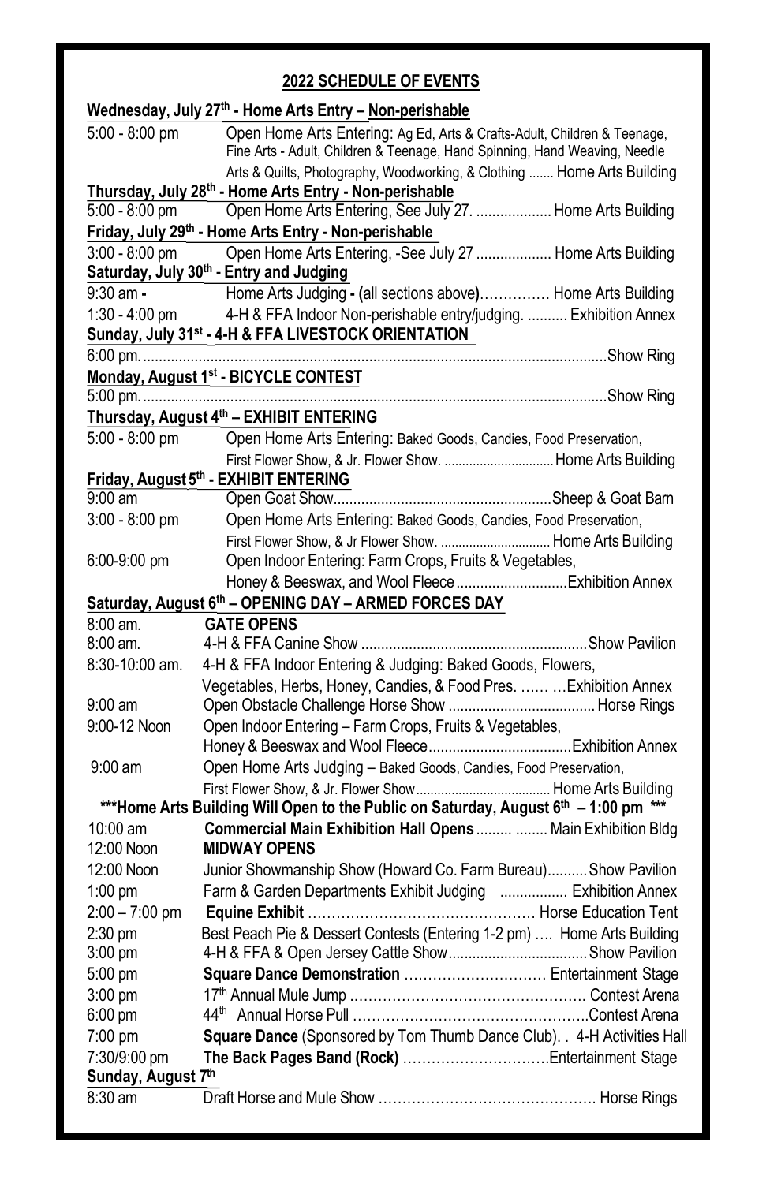## 2022 SCHEDULE OF EVENTS

**Wednesday, July 27th - Home Arts Entry – Non-perishable**

| | |
|---|---|
| 5:00 - 8:00 pm | Open Home Arts Entering: Ag Ed, Arts & Crafts-Adult, Children & Teenage, Fine Arts - Adult, Children & Teenage, Hand Spinning, Hand Weaving, Needle Arts & Quilts, Photography, Woodworking, & Clothing ....... Home Arts Building |

**Thursday, July 28th - Home Arts Entry - Non-perishable**

| | |
|---|---|
| 5:00 - 8:00 pm | Open Home Arts Entering, See July 27. ................... Home Arts Building |

**Friday, July 29th - Home Arts Entry - Non-perishable**

| | |
|---|---|
| 3:00 - 8:00 pm | Open Home Arts Entering, -See July 27 ................... Home Arts Building |

**Saturday, July 30th - Entry and Judging**

| | |
|---|---|
| 9:30 am - | Home Arts Judging - (all sections above)............... Home Arts Building |
| 1:30 - 4:00 pm | 4-H & FFA Indoor Non-perishable entry/judging. .......... Exhibition Annex |

**Sunday, July 31st - 4-H & FFA LIVESTOCK ORIENTATION**

| | |
|---|---|
| 6:00 pm. | ........................................ Show Ring |

**Monday, August 1st - BICYCLE CONTEST**

| | |
|---|---|
| 5:00 pm. | ........................................ Show Ring |

**Thursday, August 4th – EXHIBIT ENTERING**

| | |
|---|---|
| 5:00 - 8:00 pm | Open Home Arts Entering: Baked Goods, Candies, Food Preservation, First Flower Show, & Jr. Flower Show. ............................... Home Arts Building |

**Friday, August 5th - EXHIBIT ENTERING**

| | |
|---|---|
| 9:00 am | Open Goat Show...................................................... Sheep & Goat Barn |
| 3:00 - 8:00 pm | Open Home Arts Entering: Baked Goods, Candies, Food Preservation, First Flower Show, & Jr Flower Show. ............................... Home Arts Building |
| 6:00-9:00 pm | Open Indoor Entering: Farm Crops, Fruits & Vegetables, Honey & Beeswax, and Wool Fleece ............................ Exhibition Annex |

**Saturday, August 6th – OPENING DAY – ARMED FORCES DAY**

| | |
|---|---|
| 8:00 am. | **GATE OPENS** |
| 8:00 am. | 4-H & FFA Canine Show ......................................................... Show Pavilion |
| 8:30-10:00 am. | 4-H & FFA Indoor Entering & Judging: Baked Goods, Flowers, Vegetables, Herbs, Honey, Candies, & Food Pres. ...... ...Exhibition Annex |
| 9:00 am | Open Obstacle Challenge Horse Show ..................................... Horse Rings |
| 9:00-12 Noon | Open Indoor Entering – Farm Crops, Fruits & Vegetables, Honey & Beeswax and Wool Fleece.................................... Exhibition Annex |
| 9:00 am | Open Home Arts Judging – Baked Goods, Candies, Food Preservation, First Flower Show, & Jr. Flower Show...................................... Home Arts Building |

***Home Arts Building Will Open to the Public on Saturday, August 6th – 1:00 pm ***

| | |
|---|---|
| 10:00 am | **Commercial Main Exhibition Hall Opens** ......... ........ Main Exhibition Bldg |
| 12:00 Noon | **MIDWAY OPENS** |
| 12:00 Noon | Junior Showmanship Show (Howard Co. Farm Bureau).......... Show Pavilion |
| 1:00 pm | Farm & Garden Departments Exhibit Judging ................. Exhibition Annex |
| 2:00 – 7:00 pm | **Equine Exhibit** ............................................... Horse Education Tent |
| 2:30 pm | Best Peach Pie & Dessert Contests (Entering 1-2 pm) .... Home Arts Building |
| 3:00 pm | 4-H & FFA & Open Jersey Cattle Show................................... Show Pavilion |
| 5:00 pm | **Square Dance Demonstration** .............................. Entertainment Stage |
| 3:00 pm | 17th Annual Mule Jump ................................................ Contest Arena |
| 6:00 pm | 44th Annual Horse Pull ................................................ Contest Arena |
| 7:00 pm | **Square Dance** (Sponsored by Tom Thumb Dance Club). . 4-H Activities Hall |
| 7:30/9:00 pm | **The Back Pages Band (Rock)** ..............................Entertainment Stage |

**Sunday, August 7th**

| | |
|---|---|
| 8:30 am | Draft Horse and Mule Show ............................................ Horse Rings |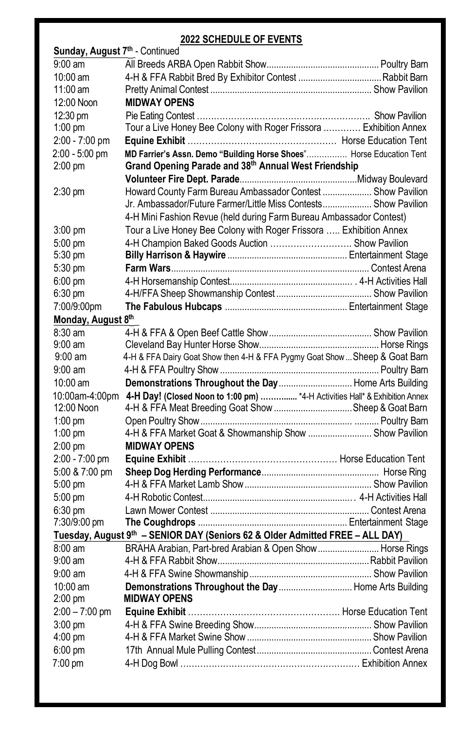## 2022 SCHEDULE OF EVENTS

### Sunday, August 7th - Continued

| Time | Event | Location |
|---|---|---|
| 9:00 am | All Breeds ARBA Open Rabbit Show | Poultry Barn |
| 10:00 am | 4-H & FFA Rabbit Bred By Exhibitor Contest | Rabbit Barn |
| 11:00 am | Pretty Animal Contest | Show Pavilion |
| 12:00 Noon | **MIDWAY OPENS** | |
| 12:30 pm | Pie Eating Contest | Show Pavilion |
| 1:00 pm | Tour a Live Honey Bee Colony with Roger Frissora | Exhibition Annex |
| 2:00 - 7:00 pm | **Equine Exhibit** | Horse Education Tent |
| 2:00 - 5:00 pm | **MD Farrier's Assn. Demo "Building Horse Shoes"** | Horse Education Tent |
| 2:00 pm | **Grand Opening Parade and 38th Annual West Friendship Volunteer Fire Dept. Parade** | Midway Boulevard |
| 2:30 pm | Howard County Farm Bureau Ambassador Contest | Show Pavilion |
| | Jr. Ambassador/Future Farmer/Little Miss Contests | Show Pavilion |
| | 4-H Mini Fashion Revue (held during Farm Bureau Ambassador Contest) | |
| 3:00 pm | Tour a Live Honey Bee Colony with Roger Frissora | Exhibition Annex |
| 5:00 pm | 4-H Champion Baked Goods Auction | Show Pavilion |
| 5:30 pm | **Billy Harrison & Haywire** | Entertainment Stage |
| 5:30 pm | **Farm Wars** | Contest Arena |
| 6:00 pm | 4-H Horsemanship Contest | 4-H Activities Hall |
| 6:30 pm | 4-H/FFA Sheep Showmanship Contest | Show Pavilion |
| 7:00/9:00pm | **The Fabulous Hubcaps** | Entertainment Stage |

### Monday, August 8th

| Time | Event | Location |
|---|---|---|
| 8:30 am | 4-H & FFA & Open Beef Cattle Show | Show Pavilion |
| 9:00 am | Cleveland Bay Hunter Horse Show | Horse Rings |
| 9:00 am | 4-H & FFA Dairy Goat Show then 4-H & FFA Pygmy Goat Show | Sheep & Goat Barn |
| 9:00 am | 4-H & FFA Poultry Show | Poultry Barn |
| 10:00 am | **Demonstrations Throughout the Day** | Home Arts Building |
| 10:00am-4:00pm | **4-H Day! (Closed Noon to 1:00 pm)** | *4-H Activities Hall* & Exhibition Annex |
| 12:00 Noon | 4-H & FFA Meat Breeding Goat Show | Sheep & Goat Barn |
| 1:00 pm | Open Poultry Show | Poultry Barn |
| 1:00 pm | 4-H & FFA Market Goat & Showmanship Show | Show Pavilion |
| 2:00 pm | **MIDWAY OPENS** | |
| 2:00 - 7:00 pm | **Equine Exhibit** | Horse Education Tent |
| 5:00 & 7:00 pm | **Sheep Dog Herding Performance** | Horse Ring |
| 5:00 pm | 4-H & FFA Market Lamb Show | Show Pavilion |
| 5:00 pm | 4-H Robotic Contest | 4-H Activities Hall |
| 6:30 pm | Lawn Mower Contest | Contest Arena |
| 7:30/9:00 pm | **The Coughdrops** | Entertainment Stage |

### Tuesday, August 9th – SENIOR DAY (Seniors 62 & Older Admitted FREE – ALL DAY)

| Time | Event | Location |
|---|---|---|
| 8:00 am | BRAHA Arabian, Part-bred Arabian & Open Show | Horse Rings |
| 9:00 am | 4-H & FFA Rabbit Show | Rabbit Pavilion |
| 9:00 am | 4-H & FFA Swine Showmanship | Show Pavilion |
| 10:00 am | **Demonstrations Throughout the Day** | Home Arts Building |
| 2:00 pm | **MIDWAY OPENS** | |
| 2:00 – 7:00 pm | **Equine Exhibit** | Horse Education Tent |
| 3:00 pm | 4-H & FFA Swine Breeding Show | Show Pavilion |
| 4:00 pm | 4-H & FFA Market Swine Show | Show Pavilion |
| 6:00 pm | 17th Annual Mule Pulling Contest | Contest Arena |
| 7:00 pm | 4-H Dog Bowl | Exhibition Annex |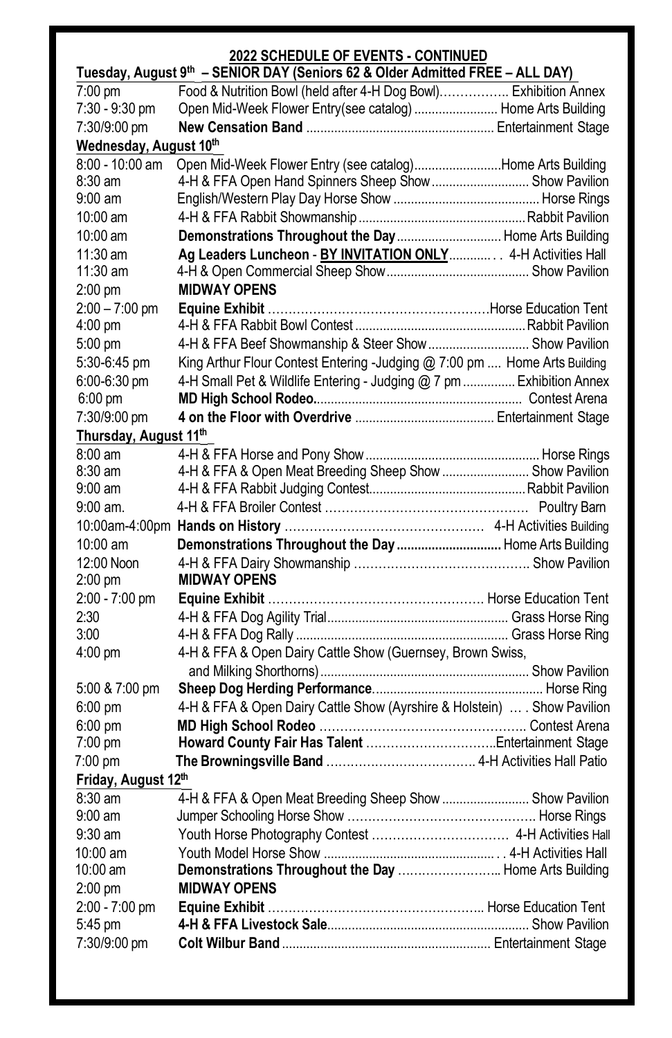## 2022 SCHEDULE OF EVENTS - CONTINUED

**Tuesday, August 9th – SENIOR DAY (Seniors 62 & Older Admitted FREE – ALL DAY)**

| | | |
|---|---|---|
| 7:00 pm | Food & Nutrition Bowl (held after 4-H Dog Bowl) | Exhibition Annex |
| 7:30 - 9:30 pm | Open Mid-Week Flower Entry(see catalog) | Home Arts Building |
| 7:30/9:00 pm | **New Censation Band** | Entertainment Stage |

**Wednesday, August 10th**

| | | |
|---|---|---|
| 8:00 - 10:00 am | Open Mid-Week Flower Entry (see catalog) | Home Arts Building |
| 8:30 am | 4-H & FFA Open Hand Spinners Sheep Show | Show Pavilion |
| 9:00 am | English/Western Play Day Horse Show | Horse Rings |
| 10:00 am | 4-H & FFA Rabbit Showmanship | Rabbit Pavilion |
| 10:00 am | **Demonstrations Throughout the Day** | Home Arts Building |
| 11:30 am | **Ag Leaders Luncheon - BY INVITATION ONLY** | 4-H Activities Hall |
| 11:30 am | 4-H & Open Commercial Sheep Show | Show Pavilion |
| 2:00 pm | **MIDWAY OPENS** | |
| 2:00 – 7:00 pm | **Equine Exhibit** | Horse Education Tent |
| 4:00 pm | 4-H & FFA Rabbit Bowl Contest | Rabbit Pavilion |
| 5:00 pm | 4-H & FFA Beef Showmanship & Steer Show | Show Pavilion |
| 5:30-6:45 pm | King Arthur Flour Contest Entering -Judging @ 7:00 pm | Home Arts Building |
| 6:00-6:30 pm | 4-H Small Pet & Wildlife Entering - Judging @ 7 pm | Exhibition Annex |
| 6:00 pm | **MD High School Rodeo.** | Contest Arena |
| 7:30/9:00 pm | **4 on the Floor with Overdrive** | Entertainment Stage |

**Thursday, August 11th**

| | | |
|---|---|---|
| 8:00 am | 4-H & FFA Horse and Pony Show | Horse Rings |
| 8:30 am | 4-H & FFA & Open Meat Breeding Sheep Show | Show Pavilion |
| 9:00 am | 4-H & FFA Rabbit Judging Contest | Rabbit Pavilion |
| 9:00 am. | 4-H & FFA Broiler Contest | Poultry Barn |
| 10:00am-4:00pm | **Hands on History** | 4-H Activities Building |
| 10:00 am | **Demonstrations Throughout the Day** | Home Arts Building |
| 12:00 Noon | 4-H & FFA Dairy Showmanship | Show Pavilion |
| 2:00 pm | **MIDWAY OPENS** | |
| 2:00 - 7:00 pm | **Equine Exhibit** | Horse Education Tent |
| 2:30 | 4-H & FFA Dog Agility Trial | Grass Horse Ring |
| 3:00 | 4-H & FFA Dog Rally | Grass Horse Ring |
| 4:00 pm | 4-H & FFA & Open Dairy Cattle Show (Guernsey, Brown Swiss, and Milking Shorthorns) | Show Pavilion |
| 5:00 & 7:00 pm | **Sheep Dog Herding Performance** | Horse Ring |
| 6:00 pm | 4-H & FFA & Open Dairy Cattle Show (Ayrshire & Holstein) | Show Pavilion |
| 6:00 pm | **MD High School Rodeo** | Contest Arena |
| 7:00 pm | **Howard County Fair Has Talent** | Entertainment Stage |
| 7:00 pm | **The Browningsville Band** | 4-H Activities Hall Patio |

**Friday, August 12th**

| | | |
|---|---|---|
| 8:30 am | 4-H & FFA & Open Meat Breeding Sheep Show | Show Pavilion |
| 9:00 am | Jumper Schooling Horse Show | Horse Rings |
| 9:30 am | Youth Horse Photography Contest | 4-H Activities Hall |
| 10:00 am | Youth Model Horse Show | 4-H Activities Hall |
| 10:00 am | **Demonstrations Throughout the Day** | Home Arts Building |
| 2:00 pm | **MIDWAY OPENS** | |
| 2:00 - 7:00 pm | **Equine Exhibit** | Horse Education Tent |
| 5:45 pm | **4-H & FFA Livestock Sale** | Show Pavilion |
| 7:30/9:00 pm | **Colt Wilbur Band** | Entertainment Stage |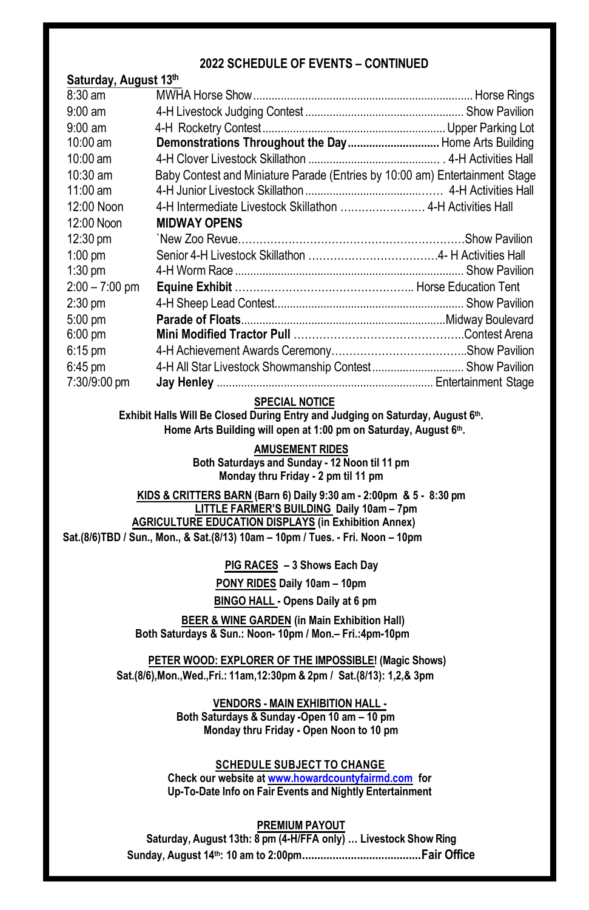## 2022 SCHEDULE OF EVENTS – CONTINUED

**Saturday, August 13th**

| | | |
|---|---|---|
| 8:30 am | MWHA Horse Show | Horse Rings |
| 9:00 am | 4-H Livestock Judging Contest | Show Pavilion |
| 9:00 am | 4-H Rocketry Contest | Upper Parking Lot |
| 10:00 am | **Demonstrations Throughout the Day** | Home Arts Building |
| 10:00 am | 4-H Clover Livestock Skillathon | 4-H Activities Hall |
| 10:30 am | Baby Contest and Miniature Parade (Entries by 10:00 am) | Entertainment Stage |
| 11:00 am | 4-H Junior Livestock Skillathon | 4-H Activities Hall |
| 12:00 Noon | 4-H Intermediate Livestock Skillathon | 4-H Activities Hall |
| 12:00 Noon | **MIDWAY OPENS** | |
| 12:30 pm | `New Zoo Revue | Show Pavilion |
| 1:00 pm | Senior 4-H Livestock Skillathon | 4- H Activities Hall |
| 1:30 pm | 4-H Worm Race | Show Pavilion |
| 2:00 – 7:00 pm | **Equine Exhibit** | Horse Education Tent |
| 2:30 pm | 4-H Sheep Lead Contest | Show Pavilion |
| 5:00 pm | **Parade of Floats** | Midway Boulevard |
| 6:00 pm | **Mini Modified Tractor Pull** | Contest Arena |
| 6:15 pm | 4-H Achievement Awards Ceremony | Show Pavilion |
| 6:45 pm | 4-H All Star Livestock Showmanship Contest | Show Pavilion |
| 7:30/9:00 pm | **Jay Henley** | Entertainment Stage |

**SPECIAL NOTICE**
**Exhibit Halls Will Be Closed During Entry and Judging on Saturday, August 6th.**
**Home Arts Building will open at 1:00 pm on Saturday, August 6th.**

**AMUSEMENT RIDES**
**Both Saturdays and Sunday - 12 Noon til 11 pm**
**Monday thru Friday - 2 pm til 11 pm**

**KIDS & CRITTERS BARN (Barn 6) Daily 9:30 am - 2:00pm & 5 - 8:30 pm**
**LITTLE FARMER'S BUILDING Daily 10am – 7pm**
**AGRICULTURE EDUCATION DISPLAYS (in Exhibition Annex)**
**Sat.(8/6)TBD / Sun., Mon., & Sat.(8/13) 10am – 10pm / Tues. - Fri. Noon – 10pm**

**PIG RACES – 3 Shows Each Day**

**PONY RIDES Daily 10am – 10pm**

**BINGO HALL - Opens Daily at 6 pm**

**BEER & WINE GARDEN (in Main Exhibition Hall)**
**Both Saturdays & Sun.: Noon- 10pm / Mon.– Fri.:4pm-10pm**

**PETER WOOD: EXPLORER OF THE IMPOSSIBLE! (Magic Shows)**
**Sat.(8/6),Mon.,Wed.,Fri.: 11am,12:30pm & 2pm / Sat.(8/13): 1,2,& 3pm**

**VENDORS - MAIN EXHIBITION HALL -**
**Both Saturdays & Sunday -Open 10 am – 10 pm**
**Monday thru Friday - Open Noon to 10 pm**

**SCHEDULE SUBJECT TO CHANGE**
**Check our website at www.howardcountyfairmd.com for**
**Up-To-Date Info on Fair Events and Nightly Entertainment**

**PREMIUM PAYOUT**
**Saturday, August 13th: 8 pm (4-H/FFA only) … Livestock Show Ring**
**Sunday, August 14th: 10 am to 2:00pm....................................Fair Office**